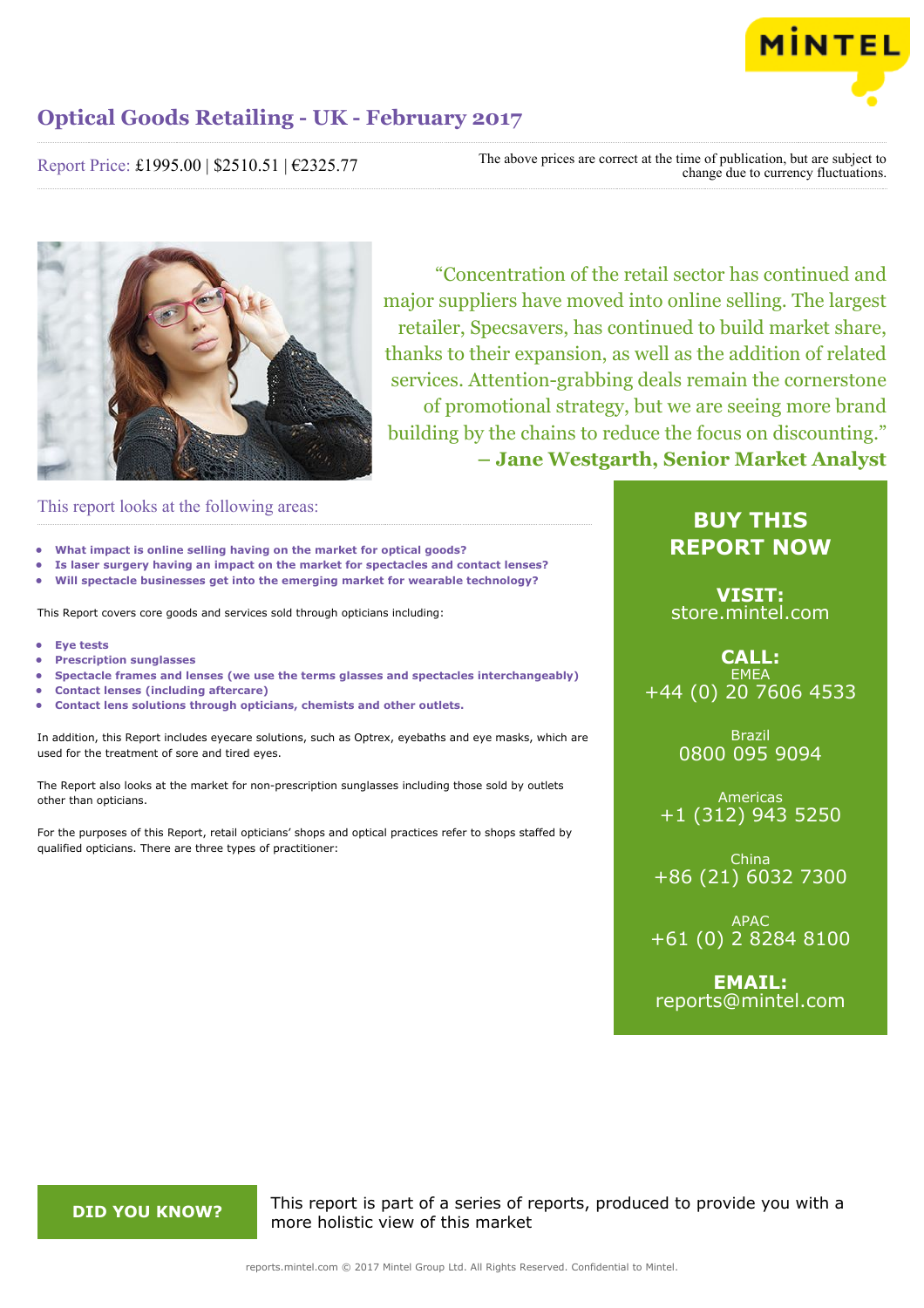# Optical Goods Retailing - UK - February 2017

Report Price: £1995.00 | $2510.51 | €2325.77

The above prices are correct at the time of publication, but are subject to change due to currency fluctuations.

"Concentration of the retail sector has continued and major suppliers have moved into online selling. The largest retailer, Specsavers, has continued to build market share, thanks to their expansion, as well as the addition of related services. Attention-grabbing deals remain the cornerstone of promotional strategy, but we are seeing more brand building by the chains to reduce the focus on discounting."
**– Jane Westgarth, Senior Market Analyst**

## This report looks at the following areas:

- **What impact is online selling having on the market for optical goods?**
- **Is laser surgery having an impact on the market for spectacles and contact lenses?**
- **Will spectacle businesses get into the emerging market for wearable technology?**

This Report covers core goods and services sold through opticians including:

- **Eye tests**
- **Prescription sunglasses**
- **Spectacle frames and lenses (we use the terms glasses and spectacles interchangeably)**
- **Contact lenses (including aftercare)**
- **Contact lens solutions through opticians, chemists and other outlets.**

In addition, this Report includes eyecare solutions, such as Optrex, eyebaths and eye masks, which are used for the treatment of sore and tired eyes.

The Report also looks at the market for non-prescription sunglasses including those sold by outlets other than opticians.

For the purposes of this Report, retail opticians' shops and optical practices refer to shops staffed by qualified opticians. There are three types of practitioner:

**BUY THIS REPORT NOW**

**VISIT:**
store.mintel.com

**CALL:**
EMEA
+44 (0) 20 7606 4533

Brazil
0800 095 9094

Americas
+1 (312) 943 5250

China
+86 (21) 6032 7300

APAC
+61 (0) 2 8284 8100

**EMAIL:**
reports@mintel.com

**DID YOU KNOW?**

This report is part of a series of reports, produced to provide you with a more holistic view of this market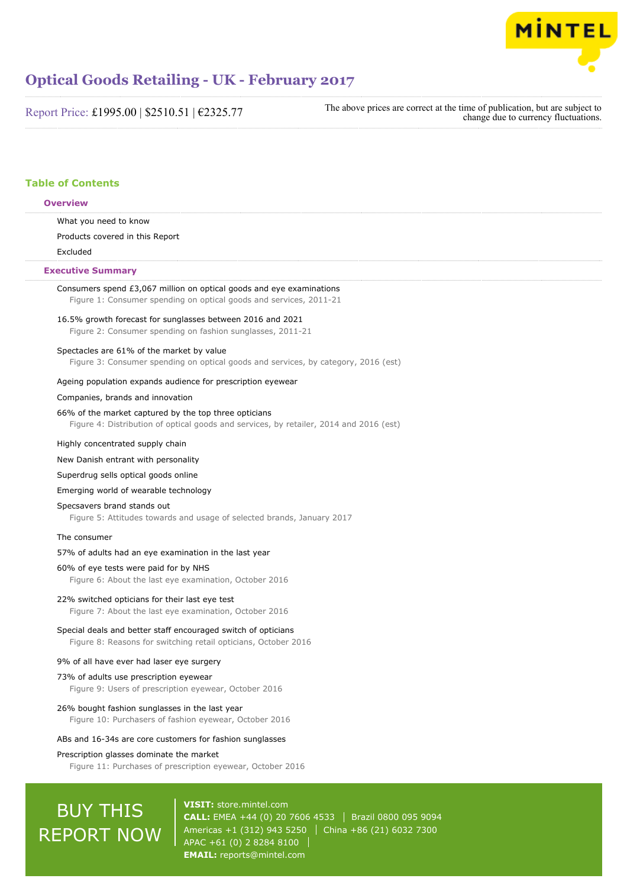# Optical Goods Retailing - UK - February 2017

Report Price: £1995.00 | $2510.51 | €2325.77

The above prices are correct at the time of publication, but are subject to change due to currency fluctuations.

## Table of Contents

### Overview

What you need to know

Products covered in this Report

Excluded

### Executive Summary

Consumers spend £3,067 million on optical goods and eye examinations

Figure 1: Consumer spending on optical goods and services, 2011-21

16.5% growth forecast for sunglasses between 2016 and 2021

Figure 2: Consumer spending on fashion sunglasses, 2011-21

Spectacles are 61% of the market by value

Figure 3: Consumer spending on optical goods and services, by category, 2016 (est)

Ageing population expands audience for prescription eyewear

Companies, brands and innovation

66% of the market captured by the top three opticians

Figure 4: Distribution of optical goods and services, by retailer, 2014 and 2016 (est)

Highly concentrated supply chain

New Danish entrant with personality

Superdrug sells optical goods online

Emerging world of wearable technology

Specsavers brand stands out

Figure 5: Attitudes towards and usage of selected brands, January 2017

The consumer

57% of adults had an eye examination in the last year

60% of eye tests were paid for by NHS

Figure 6: About the last eye examination, October 2016

22% switched opticians for their last eye test

Figure 7: About the last eye examination, October 2016

Special deals and better staff encouraged switch of opticians

Figure 8: Reasons for switching retail opticians, October 2016

9% of all have ever had laser eye surgery

73% of adults use prescription eyewear

Figure 9: Users of prescription eyewear, October 2016

26% bought fashion sunglasses in the last year

Figure 10: Purchasers of fashion eyewear, October 2016

ABs and 16-34s are core customers for fashion sunglasses

Prescription glasses dominate the market

Figure 11: Purchases of prescription eyewear, October 2016

BUY THIS REPORT NOW

**VISIT:** store.mintel.com
**CALL:** EMEA +44 (0) 20 7606 4533 | Brazil 0800 095 9094
Americas +1 (312) 943 5250 | China +86 (21) 6032 7300
APAC +61 (0) 2 8284 8100
**EMAIL:** reports@mintel.com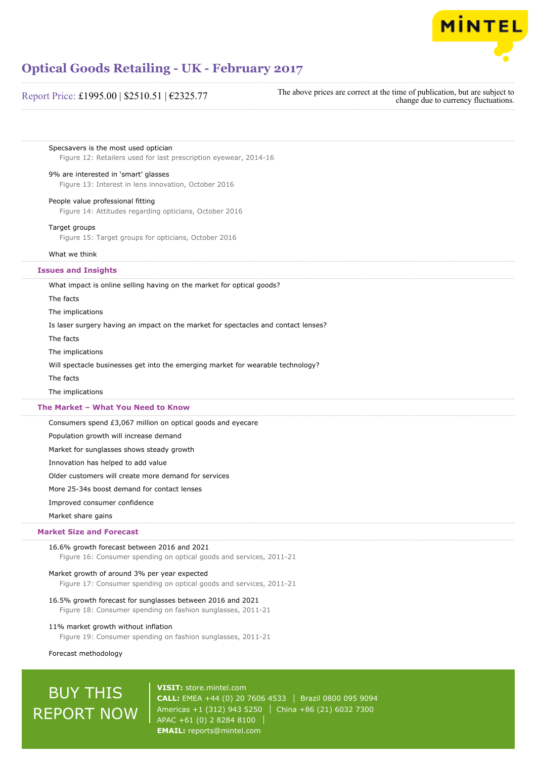Specsavers is the most used optician

Figure 12: Retailers used for last prescription eyewear, 2014-16

9% are interested in 'smart' glasses

Figure 13: Interest in lens innovation, October 2016

People value professional fitting

Figure 14: Attitudes regarding opticians, October 2016

Target groups

Figure 15: Target groups for opticians, October 2016

What we think

## Issues and Insights

What impact is online selling having on the market for optical goods?

The facts

The implications

Is laser surgery having an impact on the market for spectacles and contact lenses?

The facts

The implications

Will spectacle businesses get into the emerging market for wearable technology?

The facts

The implications

## The Market – What You Need to Know

Consumers spend £3,067 million on optical goods and eyecare

Population growth will increase demand

Market for sunglasses shows steady growth

Innovation has helped to add value

Older customers will create more demand for services

More 25-34s boost demand for contact lenses

Improved consumer confidence

Market share gains

## Market Size and Forecast

16.6% growth forecast between 2016 and 2021

Figure 16: Consumer spending on optical goods and services, 2011-21

Market growth of around 3% per year expected

Figure 17: Consumer spending on optical goods and services, 2011-21

16.5% growth forecast for sunglasses between 2016 and 2021

Figure 18: Consumer spending on fashion sunglasses, 2011-21

11% market growth without inflation

Figure 19: Consumer spending on fashion sunglasses, 2011-21

Forecast methodology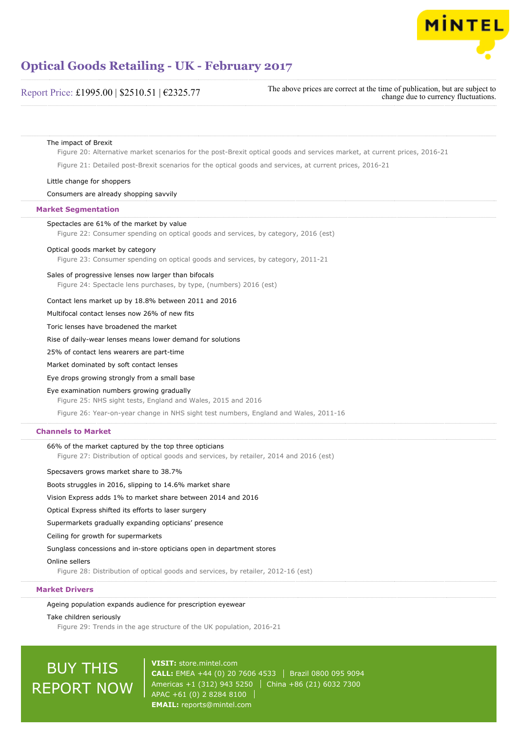The impact of Brexit

Figure 20: Alternative market scenarios for the post-Brexit optical goods and services market, at current prices, 2016-21

Figure 21: Detailed post-Brexit scenarios for the optical goods and services, at current prices, 2016-21

Little change for shoppers

Consumers are already shopping savvily

## Market Segmentation

Spectacles are 61% of the market by value

Figure 22: Consumer spending on optical goods and services, by category, 2016 (est)

Optical goods market by category

Figure 23: Consumer spending on optical goods and services, by category, 2011-21

Sales of progressive lenses now larger than bifocals

Figure 24: Spectacle lens purchases, by type, (numbers) 2016 (est)

Contact lens market up by 18.8% between 2011 and 2016

Multifocal contact lenses now 26% of new fits

Toric lenses have broadened the market

Rise of daily-wear lenses means lower demand for solutions

25% of contact lens wearers are part-time

Market dominated by soft contact lenses

Eye drops growing strongly from a small base

Eye examination numbers growing gradually

Figure 25: NHS sight tests, England and Wales, 2015 and 2016

Figure 26: Year-on-year change in NHS sight test numbers, England and Wales, 2011-16

## Channels to Market

66% of the market captured by the top three opticians

Figure 27: Distribution of optical goods and services, by retailer, 2014 and 2016 (est)

Specsavers grows market share to 38.7%

Boots struggles in 2016, slipping to 14.6% market share

Vision Express adds 1% to market share between 2014 and 2016

Optical Express shifted its efforts to laser surgery

Supermarkets gradually expanding opticians' presence

Ceiling for growth for supermarkets

Sunglass concessions and in-store opticians open in department stores

Online sellers

Figure 28: Distribution of optical goods and services, by retailer, 2012-16 (est)

## Market Drivers

Ageing population expands audience for prescription eyewear

Take children seriously

Figure 29: Trends in the age structure of the UK population, 2016-21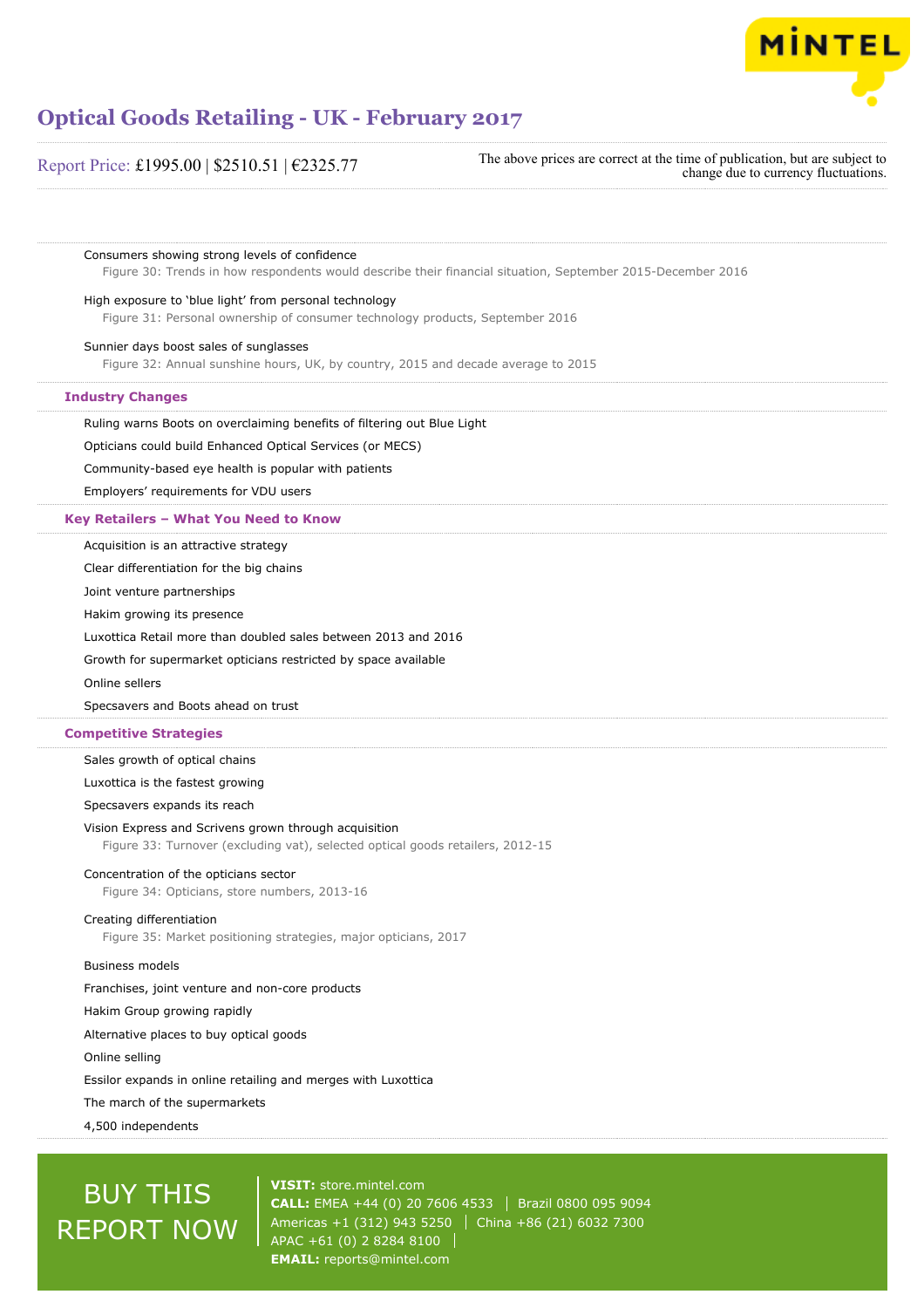Consumers showing strong levels of confidence

Figure 30: Trends in how respondents would describe their financial situation, September 2015-December 2016

High exposure to 'blue light' from personal technology

Figure 31: Personal ownership of consumer technology products, September 2016

Sunnier days boost sales of sunglasses

Figure 32: Annual sunshine hours, UK, by country, 2015 and decade average to 2015

## Industry Changes

Ruling warns Boots on overclaiming benefits of filtering out Blue Light

Opticians could build Enhanced Optical Services (or MECS)

Community-based eye health is popular with patients

Employers' requirements for VDU users

## Key Retailers – What You Need to Know

Acquisition is an attractive strategy

Clear differentiation for the big chains

Joint venture partnerships

Hakim growing its presence

Luxottica Retail more than doubled sales between 2013 and 2016

Growth for supermarket opticians restricted by space available

Online sellers

Specsavers and Boots ahead on trust

## Competitive Strategies

Sales growth of optical chains

Luxottica is the fastest growing

Specsavers expands its reach

Vision Express and Scrivens grown through acquisition

Figure 33: Turnover (excluding vat), selected optical goods retailers, 2012-15

Concentration of the opticians sector

Figure 34: Opticians, store numbers, 2013-16

Creating differentiation

Figure 35: Market positioning strategies, major opticians, 2017

Business models

Franchises, joint venture and non-core products

Hakim Group growing rapidly

Alternative places to buy optical goods

Online selling

Essilor expands in online retailing and merges with Luxottica

The march of the supermarkets

4,500 independents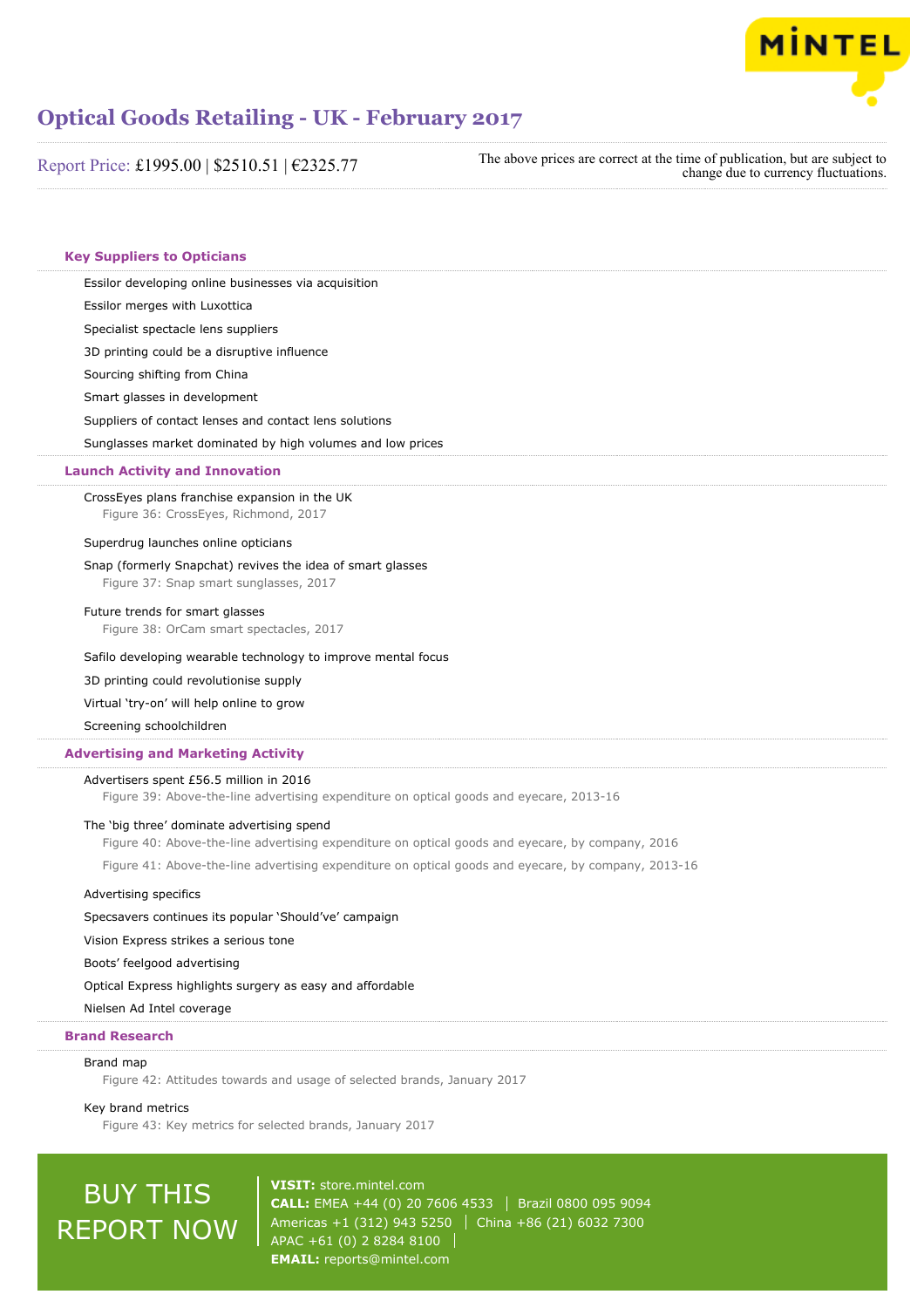## Key Suppliers to Opticians

Essilor developing online businesses via acquisition

Essilor merges with Luxottica

Specialist spectacle lens suppliers

3D printing could be a disruptive influence

Sourcing shifting from China

Smart glasses in development

Suppliers of contact lenses and contact lens solutions

Sunglasses market dominated by high volumes and low prices

## Launch Activity and Innovation

CrossEyes plans franchise expansion in the UK

Figure 36: CrossEyes, Richmond, 2017

Superdrug launches online opticians

Snap (formerly Snapchat) revives the idea of smart glasses

Figure 37: Snap smart sunglasses, 2017

Future trends for smart glasses

Figure 38: OrCam smart spectacles, 2017

Safilo developing wearable technology to improve mental focus

3D printing could revolutionise supply

Virtual 'try-on' will help online to grow

Screening schoolchildren

## Advertising and Marketing Activity

Advertisers spent £56.5 million in 2016

Figure 39: Above-the-line advertising expenditure on optical goods and eyecare, 2013-16

The 'big three' dominate advertising spend

Figure 40: Above-the-line advertising expenditure on optical goods and eyecare, by company, 2016

Figure 41: Above-the-line advertising expenditure on optical goods and eyecare, by company, 2013-16

Advertising specifics

Specsavers continues its popular 'Should've' campaign

Vision Express strikes a serious tone

Boots' feelgood advertising

Optical Express highlights surgery as easy and affordable

Nielsen Ad Intel coverage

## Brand Research

Brand map

Figure 42: Attitudes towards and usage of selected brands, January 2017

Key brand metrics

Figure 43: Key metrics for selected brands, January 2017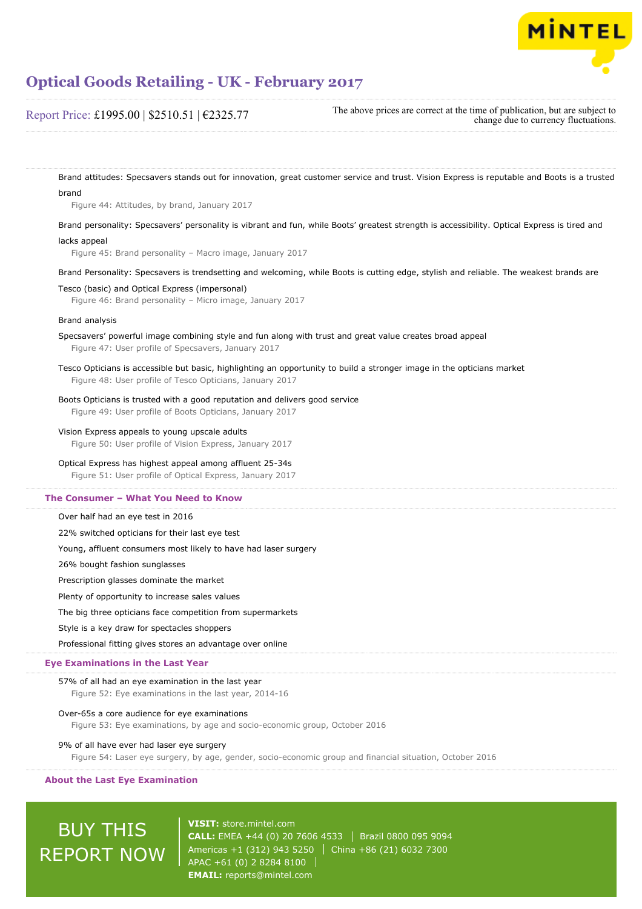Brand attitudes: Specsavers stands out for innovation, great customer service and trust. Vision Express is reputable and Boots is a trusted brand

Figure 44: Attitudes, by brand, January 2017

Brand personality: Specsavers' personality is vibrant and fun, while Boots' greatest strength is accessibility. Optical Express is tired and lacks appeal

Figure 45: Brand personality – Macro image, January 2017

Brand Personality: Specsavers is trendsetting and welcoming, while Boots is cutting edge, stylish and reliable. The weakest brands are Tesco (basic) and Optical Express (impersonal)

Figure 46: Brand personality – Micro image, January 2017

Brand analysis

Specsavers' powerful image combining style and fun along with trust and great value creates broad appeal

Figure 47: User profile of Specsavers, January 2017

Tesco Opticians is accessible but basic, highlighting an opportunity to build a stronger image in the opticians market

Figure 48: User profile of Tesco Opticians, January 2017

Boots Opticians is trusted with a good reputation and delivers good service

Figure 49: User profile of Boots Opticians, January 2017

Vision Express appeals to young upscale adults

Figure 50: User profile of Vision Express, January 2017

Optical Express has highest appeal among affluent 25-34s

Figure 51: User profile of Optical Express, January 2017

## The Consumer – What You Need to Know

Over half had an eye test in 2016

22% switched opticians for their last eye test

Young, affluent consumers most likely to have had laser surgery

26% bought fashion sunglasses

Prescription glasses dominate the market

Plenty of opportunity to increase sales values

The big three opticians face competition from supermarkets

Style is a key draw for spectacles shoppers

Professional fitting gives stores an advantage over online

## Eye Examinations in the Last Year

57% of all had an eye examination in the last year

Figure 52: Eye examinations in the last year, 2014-16

Over-65s a core audience for eye examinations

Figure 53: Eye examinations, by age and socio-economic group, October 2016

9% of all have ever had laser eye surgery

Figure 54: Laser eye surgery, by age, gender, socio-economic group and financial situation, October 2016

## About the Last Eye Examination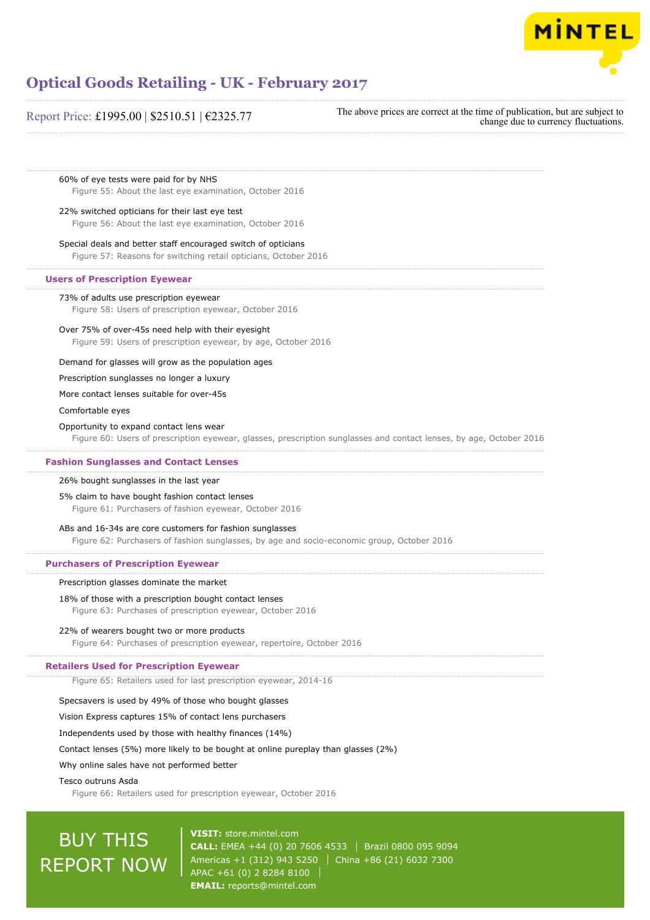60% of eye tests were paid for by NHS

Figure 55: About the last eye examination, October 2016

22% switched opticians for their last eye test

Figure 56: About the last eye examination, October 2016

Special deals and better staff encouraged switch of opticians

Figure 57: Reasons for switching retail opticians, October 2016

## Users of Prescription Eyewear

73% of adults use prescription eyewear

Figure 58: Users of prescription eyewear, October 2016

Over 75% of over-45s need help with their eyesight

Figure 59: Users of prescription eyewear, by age, October 2016

Demand for glasses will grow as the population ages

Prescription sunglasses no longer a luxury

More contact lenses suitable for over-45s

Comfortable eyes

Opportunity to expand contact lens wear

Figure 60: Users of prescription eyewear, glasses, prescription sunglasses and contact lenses, by age, October 2016

## Fashion Sunglasses and Contact Lenses

26% bought sunglasses in the last year

5% claim to have bought fashion contact lenses

Figure 61: Purchasers of fashion eyewear, October 2016

ABs and 16-34s are core customers for fashion sunglasses

Figure 62: Purchasers of fashion sunglasses, by age and socio-economic group, October 2016

## Purchasers of Prescription Eyewear

Prescription glasses dominate the market

18% of those with a prescription bought contact lenses

Figure 63: Purchases of prescription eyewear, October 2016

22% of wearers bought two or more products

Figure 64: Purchases of prescription eyewear, repertoire, October 2016

## Retailers Used for Prescription Eyewear

Figure 65: Retailers used for last prescription eyewear, 2014-16

Specsavers is used by 49% of those who bought glasses

Vision Express captures 15% of contact lens purchasers

Independents used by those with healthy finances (14%)

Contact lenses (5%) more likely to be bought at online pureplay than glasses (2%)

Why online sales have not performed better

Tesco outruns Asda

Figure 66: Retailers used for prescription eyewear, October 2016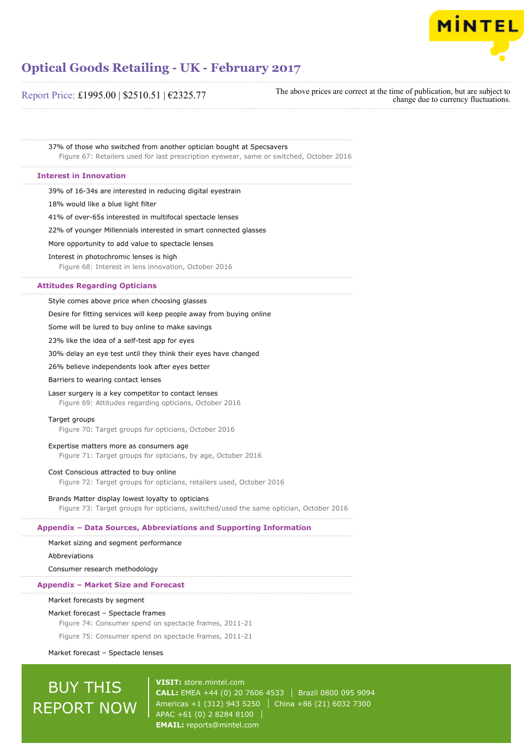37% of those who switched from another optician bought at Specsavers

Figure 67: Retailers used for last prescription eyewear, same or switched, October 2016

## Interest in Innovation

39% of 16-34s are interested in reducing digital eyestrain

18% would like a blue light filter

41% of over-65s interested in multifocal spectacle lenses

22% of younger Millennials interested in smart connected glasses

More opportunity to add value to spectacle lenses

Interest in photochromic lenses is high

Figure 68: Interest in lens innovation, October 2016

## Attitudes Regarding Opticians

Style comes above price when choosing glasses

Desire for fitting services will keep people away from buying online

Some will be lured to buy online to make savings

23% like the idea of a self-test app for eyes

30% delay an eye test until they think their eyes have changed

26% believe independents look after eyes better

Barriers to wearing contact lenses

Laser surgery is a key competitor to contact lenses

Figure 69: Attitudes regarding opticians, October 2016

Target groups

Figure 70: Target groups for opticians, October 2016

Expertise matters more as consumers age

Figure 71: Target groups for opticians, by age, October 2016

Cost Conscious attracted to buy online

Figure 72: Target groups for opticians, retailers used, October 2016

Brands Matter display lowest loyalty to opticians

Figure 73: Target groups for opticians, switched/used the same optician, October 2016

## Appendix – Data Sources, Abbreviations and Supporting Information

Market sizing and segment performance

Abbreviations

Consumer research methodology

## Appendix – Market Size and Forecast

Market forecasts by segment

Market forecast – Spectacle frames

Figure 74: Consumer spend on spectacle frames, 2011-21

Figure 75: Consumer spend on spectacle frames, 2011-21

Market forecast – Spectacle lenses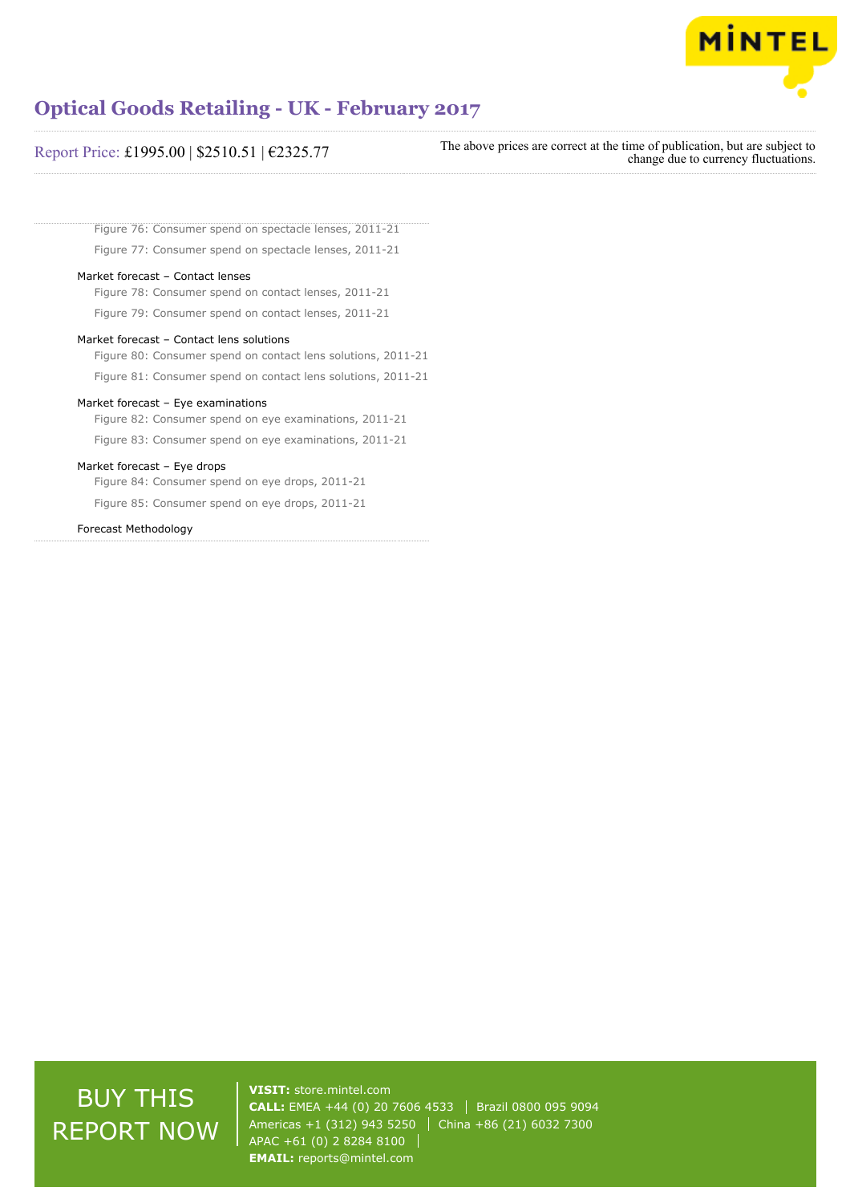Figure 76: Consumer spend on spectacle lenses, 2011-21

Figure 77: Consumer spend on spectacle lenses, 2011-21

Market forecast – Contact lenses

Figure 78: Consumer spend on contact lenses, 2011-21

Figure 79: Consumer spend on contact lenses, 2011-21

Market forecast – Contact lens solutions

Figure 80: Consumer spend on contact lens solutions, 2011-21

Figure 81: Consumer spend on contact lens solutions, 2011-21

Market forecast – Eye examinations

Figure 82: Consumer spend on eye examinations, 2011-21

Figure 83: Consumer spend on eye examinations, 2011-21

Market forecast – Eye drops

Figure 84: Consumer spend on eye drops, 2011-21

Figure 85: Consumer spend on eye drops, 2011-21

Forecast Methodology